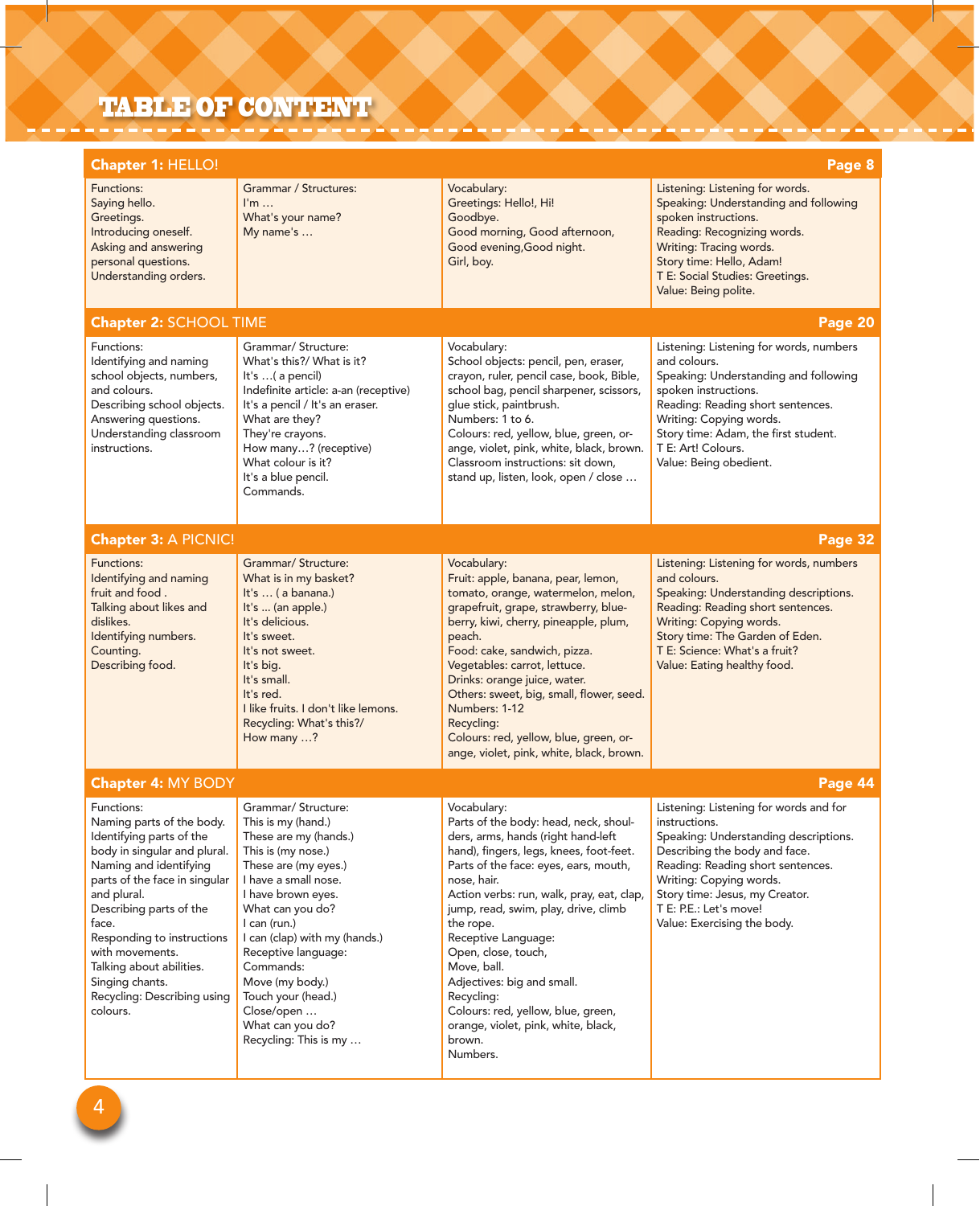# TABLE OF CONTENT

| Chapter 1: HELLO! | | | Page 8 |
|---|---|---|---|
| Functions:<br>Saying hello.<br>Greetings.<br>Introducing oneself.<br>Asking and answering personal questions.<br>Understanding orders. | Grammar / Structures:<br>I'm …<br>What's your name?<br>My name's … | Vocabulary:<br>Greetings: Hello!, Hi!<br>Goodbye.<br>Good morning, Good afternoon, Good evening,Good night.<br>Girl, boy. | Listening: Listening for words.<br>Speaking: Understanding and following spoken instructions.<br>Reading: Recognizing words.<br>Writing: Tracing words.<br>Story time: Hello, Adam!<br>T E: Social Studies: Greetings.<br>Value: Being polite. |
| **Chapter 2: SCHOOL TIME** | | | **Page 20** |
| Functions:<br>Identifying and naming school objects, numbers, and colours.<br>Describing school objects.<br>Answering questions.<br>Understanding classroom instructions. | Grammar/ Structure:<br>What's this?/ What is it?<br>It's …( a pencil)<br>Indefinite article: a-an (receptive)<br>It's a pencil / It's an eraser.<br>What are they?<br>They're crayons.<br>How many…? (receptive)<br>What colour is it?<br>It's a blue pencil.<br>Commands. | Vocabulary:<br>School objects: pencil, pen, eraser, crayon, ruler, pencil case, book, Bible, school bag, pencil sharpener, scissors, glue stick, paintbrush.<br>Numbers: 1 to 6.<br>Colours: red, yellow, blue, green, orange, violet, pink, white, black, brown.<br>Classroom instructions: sit down, stand up, listen, look, open / close … | Listening: Listening for words, numbers and colours.<br>Speaking: Understanding and following spoken instructions.<br>Reading: Reading short sentences.<br>Writing: Copying words.<br>Story time: Adam, the first student.<br>T E: Art! Colours.<br>Value: Being obedient. |
| **Chapter 3: A PICNIC!** | | | **Page 32** |
| Functions:<br>Identifying and naming fruit and food .<br>Talking about likes and dislikes.<br>Identifying numbers.<br>Counting.<br>Describing food. | Grammar/ Structure:<br>What is in my basket?<br>It's … ( a banana.)<br>It's ... (an apple.)<br>It's delicious.<br>It's sweet.<br>It's not sweet.<br>It's big.<br>It's small.<br>It's red.<br>I like fruits. I don't like lemons.<br>Recycling: What's this?/<br>How many …? | Vocabulary:<br>Fruit: apple, banana, pear, lemon, tomato, orange, watermelon, melon, grapefruit, grape, strawberry, blueberry, kiwi, cherry, pineapple, plum, peach.<br>Food: cake, sandwich, pizza.<br>Vegetables: carrot, lettuce.<br>Drinks: orange juice, water.<br>Others: sweet, big, small, flower, seed.<br>Numbers: 1-12<br>Recycling:<br>Colours: red, yellow, blue, green, orange, violet, pink, white, black, brown. | Listening: Listening for words, numbers and colours.<br>Speaking: Understanding descriptions.<br>Reading: Reading short sentences.<br>Writing: Copying words.<br>Story time: The Garden of Eden.<br>T E: Science: What's a fruit?<br>Value: Eating healthy food. |
| **Chapter 4: MY BODY** | | | **Page 44** |
| Functions:<br>Naming parts of the body.<br>Identifying parts of the body in singular and plural.<br>Naming and identifying parts of the face in singular and plural.<br>Describing parts of the face.<br>Responding to instructions with movements.<br>Talking about abilities.<br>Singing chants.<br>Recycling: Describing using colours. | Grammar/ Structure:<br>This is my (hand.)<br>These are my (hands.)<br>This is (my nose.)<br>These are (my eyes.)<br>I have a small nose.<br>I have brown eyes.<br>What can you do?<br>I can (run.)<br>I can (clap) with my (hands.)<br>Receptive language:<br>Commands:<br>Move (my body.)<br>Touch your (head.)<br>Close/open …<br>What can you do?<br>Recycling: This is my … | Vocabulary:<br>Parts of the body: head, neck, shoulders, arms, hands (right hand-left hand), fingers, legs, knees, foot-feet.<br>Parts of the face: eyes, ears, mouth, nose, hair.<br>Action verbs: run, walk, pray, eat, clap, jump, read, swim, play, drive, climb the rope.<br>Receptive Language:<br>Open, close, touch,<br>Move, ball.<br>Adjectives: big and small.<br>Recycling:<br>Colours: red, yellow, blue, green, orange, violet, pink, white, black, brown.<br>Numbers. | Listening: Listening for words and for instructions.<br>Speaking: Understanding descriptions.<br>Describing the body and face.<br>Reading: Reading short sentences.<br>Writing: Copying words.<br>Story time: Jesus, my Creator.<br>T E: P.E.: Let's move!<br>Value: Exercising the body. |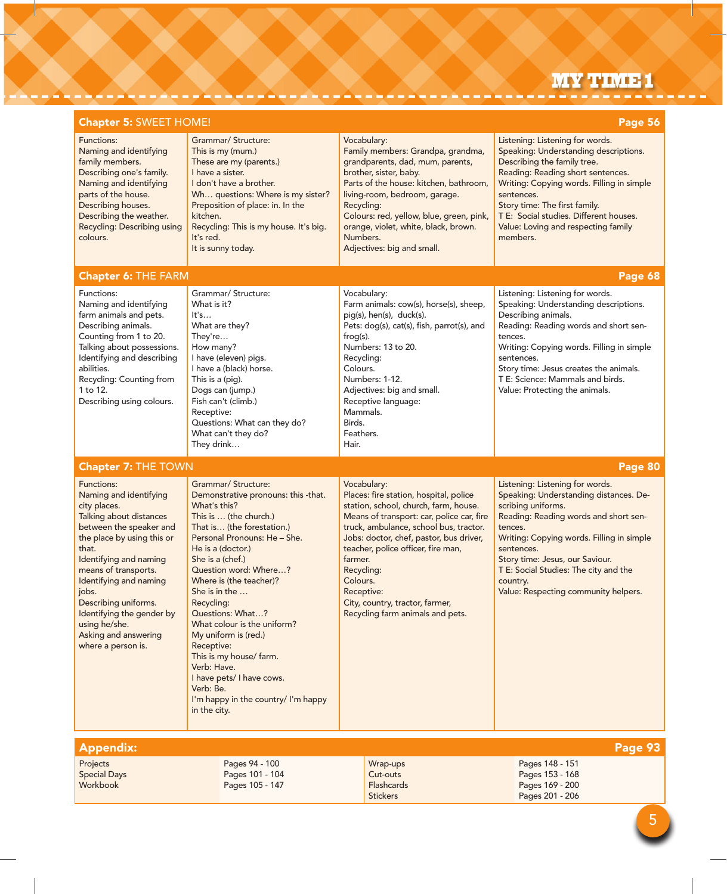## Chapter 5: SWEET HOME! — Page 56

| | | | |
|---|---|---|---|
| Functions:<br>Naming and identifying family members.<br>Describing one's family.<br>Naming and identifying parts of the house.<br>Describing houses.<br>Describing the weather.<br>Recycling: Describing using colours. | Grammar/ Structure:<br>This is my (mum.)<br>These are my (parents.)<br>I have a sister.<br>I don't have a brother.<br>Wh… questions: Where is my sister?<br>Preposition of place: in. In the kitchen.<br>Recycling: This is my house. It's big. It's red.<br>It is sunny today. | Vocabulary:<br>Family members: Grandpa, grandma, grandparents, dad, mum, parents, brother, sister, baby.<br>Parts of the house: kitchen, bathroom, living-room, bedroom, garage.<br>Recycling:<br>Colours: red, yellow, blue, green, pink, orange, violet, white, black, brown.<br>Numbers.<br>Adjectives: big and small. | Listening: Listening for words.<br>Speaking: Understanding descriptions. Describing the family tree.<br>Reading: Reading short sentences.<br>Writing: Copying words. Filling in simple sentences.<br>Story time: The first family.<br>T E: Social studies. Different houses.<br>Value: Loving and respecting family members. |

## Chapter 6: THE FARM — Page 68

| | | | |
|---|---|---|---|
| Functions:<br>Naming and identifying farm animals and pets.<br>Describing animals.<br>Counting from 1 to 20.<br>Talking about possessions.<br>Identifying and describing abilities.<br>Recycling: Counting from 1 to 12.<br>Describing using colours. | Grammar/ Structure:<br>What is it?<br>It's…<br>What are they?<br>They're…<br>How many?<br>I have (eleven) pigs.<br>I have a (black) horse.<br>This is a (pig).<br>Dogs can (jump.)<br>Fish can't (climb.)<br>Receptive:<br>Questions: What can they do?<br>What can't they do?<br>They drink… | Vocabulary:<br>Farm animals: cow(s), horse(s), sheep, pig(s), hen(s), duck(s).<br>Pets: dog(s), cat(s), fish, parrot(s), and frog(s).<br>Numbers: 13 to 20.<br>Recycling:<br>Colours.<br>Numbers: 1-12.<br>Adjectives: big and small.<br>Receptive language:<br>Mammals.<br>Birds.<br>Feathers.<br>Hair. | Listening: Listening for words.<br>Speaking: Understanding descriptions. Describing animals.<br>Reading: Reading words and short sentences.<br>Writing: Copying words. Filling in simple sentences.<br>Story time: Jesus creates the animals.<br>T E: Science: Mammals and birds.<br>Value: Protecting the animals. |

## Chapter 7: THE TOWN — Page 80

| | | | |
|---|---|---|---|
| Functions:<br>Naming and identifying city places.<br>Talking about distances between the speaker and the place by using this or that.<br>Identifying and naming means of transports.<br>Identifying and naming jobs.<br>Describing uniforms.<br>Identifying the gender by using he/she.<br>Asking and answering where a person is. | Grammar/ Structure:<br>Demonstrative pronouns: this -that.<br>What's this?<br>This is … (the church.)<br>That is… (the forestation.)<br>Personal Pronouns: He – She.<br>He is a (doctor.)<br>She is a (chef.)<br>Question word: Where…?<br>Where is (the teacher)?<br>She is in the …<br>Recycling:<br>Questions: What…?<br>What colour is the uniform?<br>My uniform is (red.)<br>Receptive:<br>This is my house/ farm.<br>Verb: Have.<br>I have pets/ I have cows.<br>Verb: Be.<br>I'm happy in the country/ I'm happy in the city. | Vocabulary:<br>Places: fire station, hospital, police station, school, church, farm, house.<br>Means of transport: car, police car, fire truck, ambulance, school bus, tractor.<br>Jobs: doctor, chef, pastor, bus driver, teacher, police officer, fire man, farmer.<br>Recycling:<br>Colours.<br>Receptive:<br>City, country, tractor, farmer,<br>Recycling farm animals and pets. | Listening: Listening for words.<br>Speaking: Understanding distances. Describing uniforms.<br>Reading: Reading words and short sentences.<br>Writing: Copying words. Filling in simple sentences.<br>Story time: Jesus, our Saviour.<br>T E: Social Studies: The city and the country.<br>Value: Respecting community helpers. |

## Appendix: — Page 93

| | | | |
|---|---|---|---|
| Projects | Pages 94 - 100 | Wrap-ups | Pages 148 - 151 |
| Special Days | Pages 101 - 104 | Cut-outs | Pages 153 - 168 |
| Workbook | Pages 105 - 147 | Flashcards | Pages 169 - 200 |
| | | Stickers | Pages 201 - 206 |